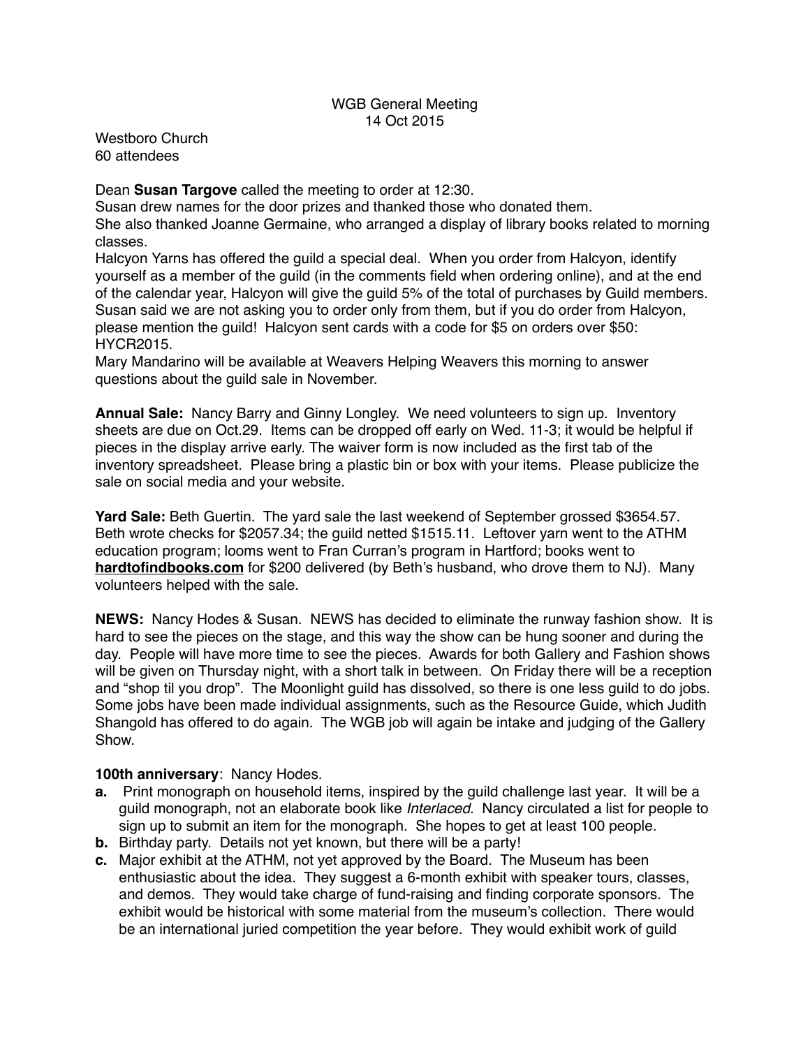WGB General Meeting
14 Oct 2015

Westboro Church
60 attendees

Dean **Susan Targove** called the meeting to order at 12:30.
Susan drew names for the door prizes and thanked those who donated them.
She also thanked Joanne Germaine, who arranged a display of library books related to morning classes.
Halcyon Yarns has offered the guild a special deal. When you order from Halcyon, identify yourself as a member of the guild (in the comments field when ordering online), and at the end of the calendar year, Halcyon will give the guild 5% of the total of purchases by Guild members. Susan said we are not asking you to order only from them, but if you do order from Halcyon, please mention the guild! Halcyon sent cards with a code for $5 on orders over $50: HYCR2015.
Mary Mandarino will be available at Weavers Helping Weavers this morning to answer questions about the guild sale in November.

**Annual Sale:** Nancy Barry and Ginny Longley. We need volunteers to sign up. Inventory sheets are due on Oct.29. Items can be dropped off early on Wed. 11-3; it would be helpful if pieces in the display arrive early. The waiver form is now included as the first tab of the inventory spreadsheet. Please bring a plastic bin or box with your items. Please publicize the sale on social media and your website.

**Yard Sale:** Beth Guertin. The yard sale the last weekend of September grossed $3654.57. Beth wrote checks for $2057.34; the guild netted $1515.11. Leftover yarn went to the ATHM education program; looms went to Fran Curran's program in Hartford; books went to **hardtofindbooks.com** for $200 delivered (by Beth's husband, who drove them to NJ). Many volunteers helped with the sale.

**NEWS:** Nancy Hodes & Susan. NEWS has decided to eliminate the runway fashion show. It is hard to see the pieces on the stage, and this way the show can be hung sooner and during the day. People will have more time to see the pieces. Awards for both Gallery and Fashion shows will be given on Thursday night, with a short talk in between. On Friday there will be a reception and "shop til you drop". The Moonlight guild has dissolved, so there is one less guild to do jobs. Some jobs have been made individual assignments, such as the Resource Guide, which Judith Shangold has offered to do again. The WGB job will again be intake and judging of the Gallery Show.

**100th anniversary**: Nancy Hodes.

- **a.** Print monograph on household items, inspired by the guild challenge last year. It will be a guild monograph, not an elaborate book like *Interlaced*. Nancy circulated a list for people to sign up to submit an item for the monograph. She hopes to get at least 100 people.
- **b.** Birthday party. Details not yet known, but there will be a party!
- **c.** Major exhibit at the ATHM, not yet approved by the Board. The Museum has been enthusiastic about the idea. They suggest a 6-month exhibit with speaker tours, classes, and demos. They would take charge of fund-raising and finding corporate sponsors. The exhibit would be historical with some material from the museum's collection. There would be an international juried competition the year before. They would exhibit work of guild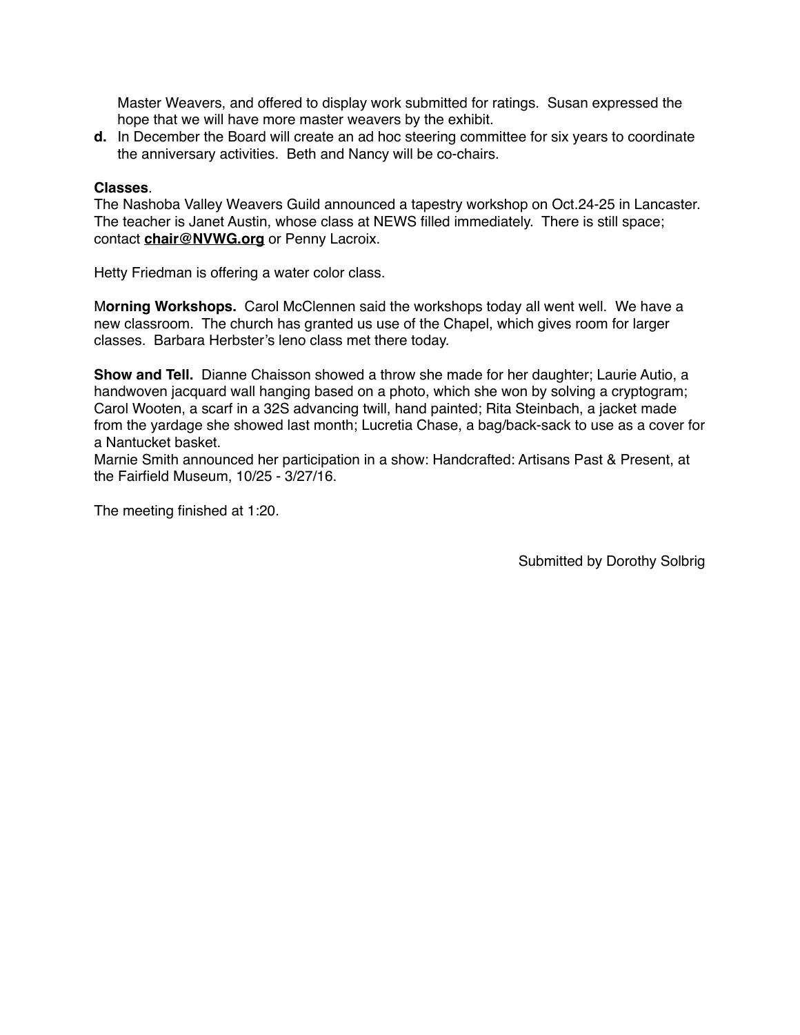Master Weavers, and offered to display work submitted for ratings. Susan expressed the hope that we will have more master weavers by the exhibit.

**d.** In December the Board will create an ad hoc steering committee for six years to coordinate the anniversary activities. Beth and Nancy will be co-chairs.

**Classes**.
The Nashoba Valley Weavers Guild announced a tapestry workshop on Oct.24-25 in Lancaster. The teacher is Janet Austin, whose class at NEWS filled immediately. There is still space; contact **chair@NVWG.org** or Penny Lacroix.

Hetty Friedman is offering a water color class.

M**orning Workshops.** Carol McClennen said the workshops today all went well. We have a new classroom. The church has granted us use of the Chapel, which gives room for larger classes. Barbara Herbster's leno class met there today.

**Show and Tell.** Dianne Chaisson showed a throw she made for her daughter; Laurie Autio, a handwoven jacquard wall hanging based on a photo, which she won by solving a cryptogram; Carol Wooten, a scarf in a 32S advancing twill, hand painted; Rita Steinbach, a jacket made from the yardage she showed last month; Lucretia Chase, a bag/back-sack to use as a cover for a Nantucket basket.
Marnie Smith announced her participation in a show: Handcrafted: Artisans Past & Present, at the Fairfield Museum, 10/25 - 3/27/16.

The meeting finished at 1:20.

Submitted by Dorothy Solbrig